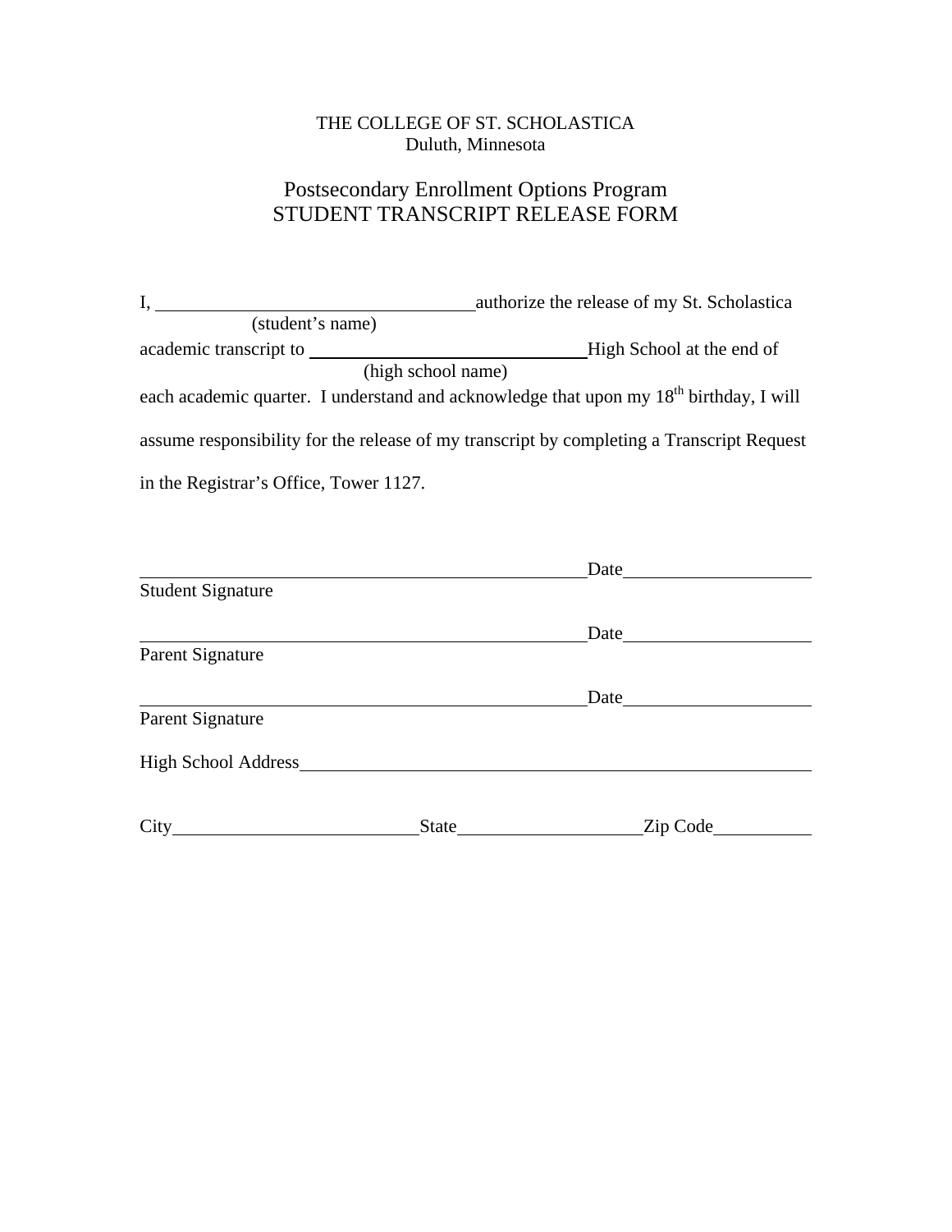THE COLLEGE OF ST. SCHOLASTICA
Duluth, Minnesota

# Postsecondary Enrollment Options Program
# STUDENT TRANSCRIPT RELEASE FORM

I, ______________________________ authorize the release of my St. Scholastica
(student's name)

academic transcript to ______________________________ High School at the end of
(high school name)

each academic quarter. I understand and acknowledge that upon my 18th birthday, I will assume responsibility for the release of my transcript by completing a Transcript Request in the Registrar's Office, Tower 1127.

______________________________________________ Date ________________
Student Signature

______________________________________________ Date ________________
Parent Signature

______________________________________________ Date ________________
Parent Signature

High School Address ______________________________________________

City ______________________ State ________________ Zip Code __________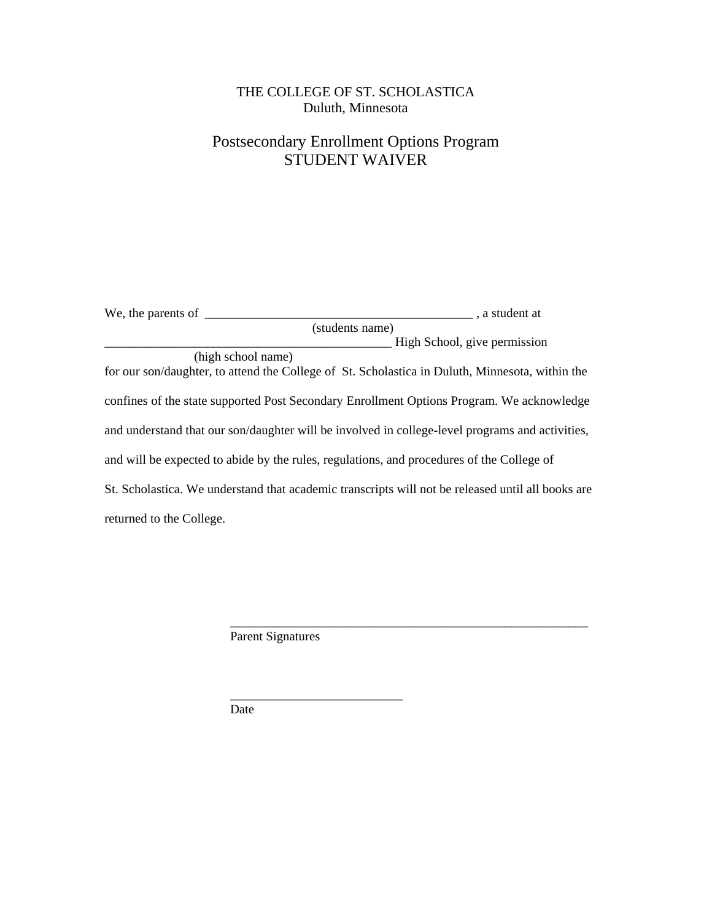THE COLLEGE OF ST. SCHOLASTICA
Duluth, Minnesota

# Postsecondary Enrollment Options Program
# STUDENT WAIVER

We, the parents of ____________________________________________ , a student at
(students name)
______________________________________________ High School, give permission
(high school name)
for our son/daughter, to attend the College of St. Scholastica in Duluth, Minnesota, within the confines of the state supported Post Secondary Enrollment Options Program. We acknowledge and understand that our son/daughter will be involved in college-level programs and activities, and will be expected to abide by the rules, regulations, and procedures of the College of St. Scholastica. We understand that academic transcripts will not be released until all books are returned to the College.

___________________________________________________________
Parent Signatures

___________________________
Date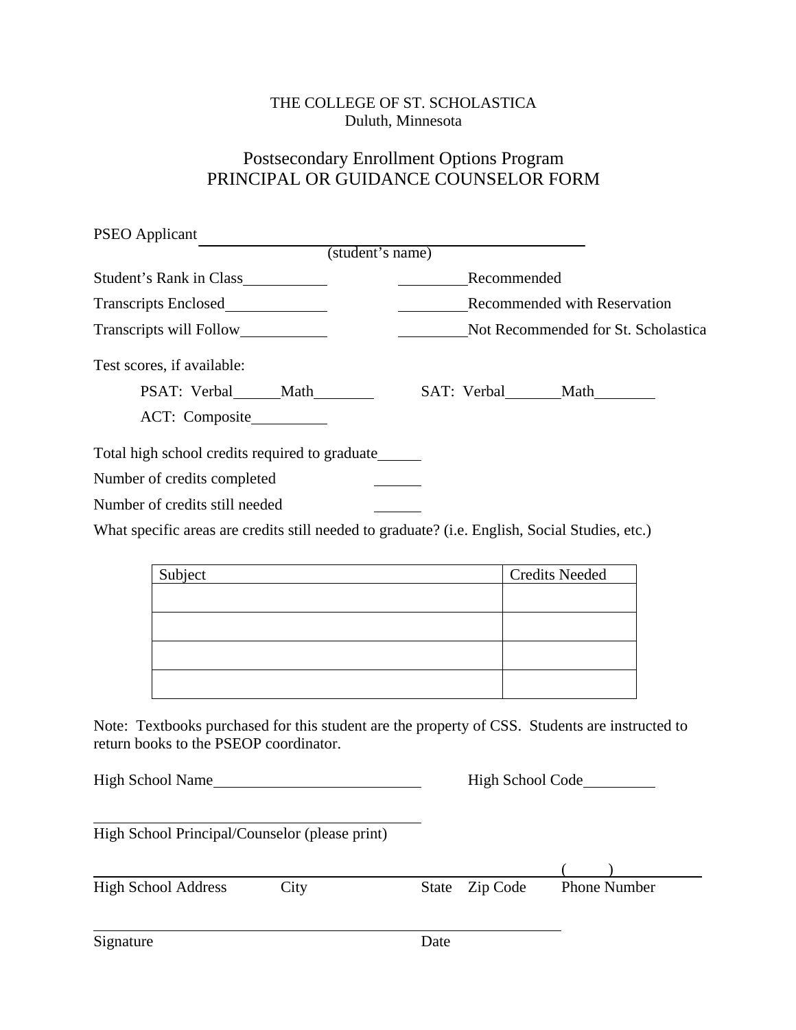THE COLLEGE OF ST. SCHOLASTICA
Duluth, Minnesota

# Postsecondary Enrollment Options Program
# PRINCIPAL OR GUIDANCE COUNSELOR FORM

PSEO Applicant ______________________________________________
(student's name)

Student's Rank in Class__________ __________Recommended

Transcripts Enclosed____________ __________Recommended with Reservation

Transcripts will Follow__________ __________Not Recommended for St. Scholastica

Test scores, if available:

PSAT: Verbal______Math________ SAT: Verbal_______Math________

ACT: Composite__________

Total high school credits required to graduate______

Number of credits completed ______

Number of credits still needed ______

What specific areas are credits still needed to graduate? (i.e. English, Social Studies, etc.)

| Subject | Credits Needed |
|---|---|
| | |
| | |
| | |
| | |

Note: Textbooks purchased for this student are the property of CSS. Students are instructed to return books to the PSEOP coordinator.

High School Name___________________________ High School Code_________

___________________________________
High School Principal/Counselor (please print)

_________________________________________________________________ (____)__________
High School Address City State Zip Code Phone Number

_________________________________________________________________
Signature Date